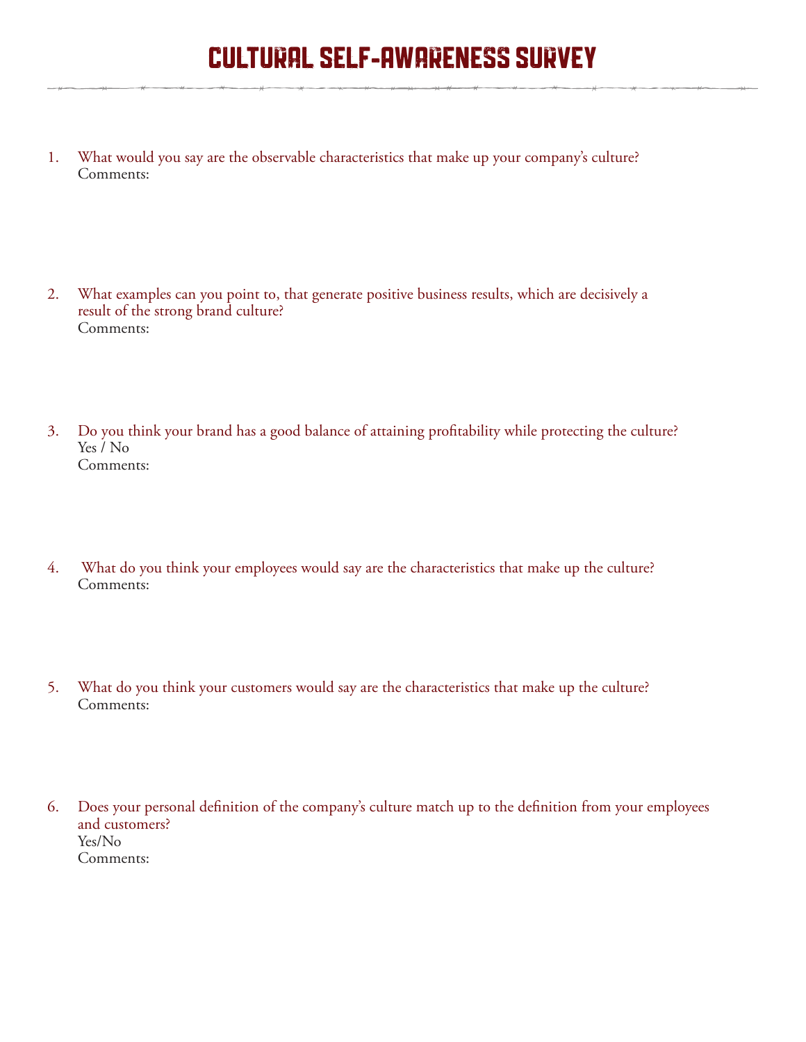# CULTURAL SELF-AWARENESS SURVEY

1. What would you say are the observable characteristics that make up your company's culture?
   Comments:

2. What examples can you point to, that generate positive business results, which are decisively a result of the strong brand culture?
   Comments:

3. Do you think your brand has a good balance of attaining profitability while protecting the culture?
   Yes / No
   Comments:

4. What do you think your employees would say are the characteristics that make up the culture?
   Comments:

5. What do you think your customers would say are the characteristics that make up the culture?
   Comments:

6. Does your personal definition of the company's culture match up to the definition from your employees and customers?
   Yes/No
   Comments: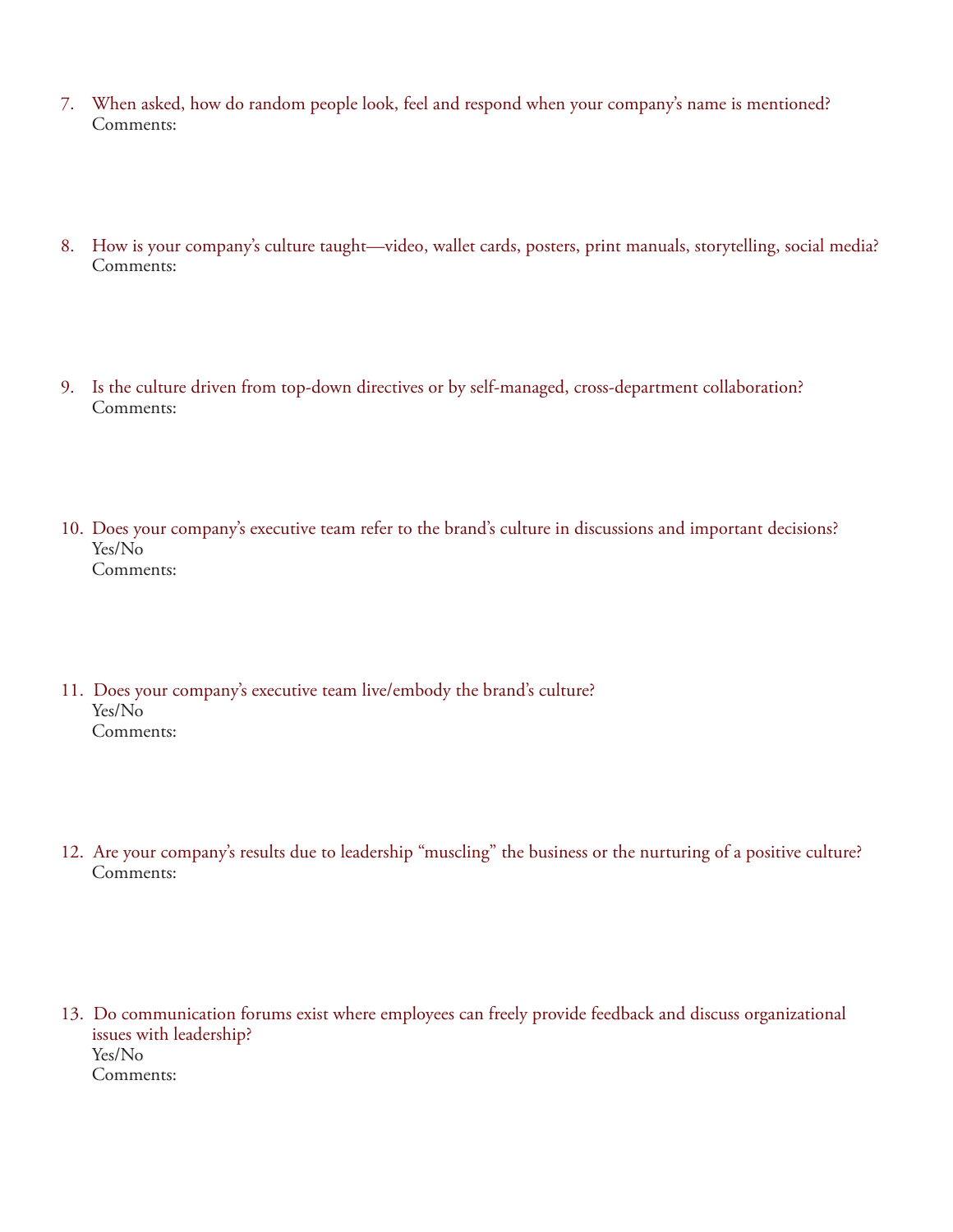7. When asked, how do random people look, feel and respond when your company's name is mentioned?
   Comments:

8. How is your company's culture taught—video, wallet cards, posters, print manuals, storytelling, social media?
   Comments:

9. Is the culture driven from top-down directives or by self-managed, cross-department collaboration?
   Comments:

10. Does your company's executive team refer to the brand's culture in discussions and important decisions?
    Yes/No
    Comments:

11. Does your company's executive team live/embody the brand's culture?
    Yes/No
    Comments:

12. Are your company's results due to leadership "muscling" the business or the nurturing of a positive culture?
    Comments:

13. Do communication forums exist where employees can freely provide feedback and discuss organizational issues with leadership?
    Yes/No
    Comments: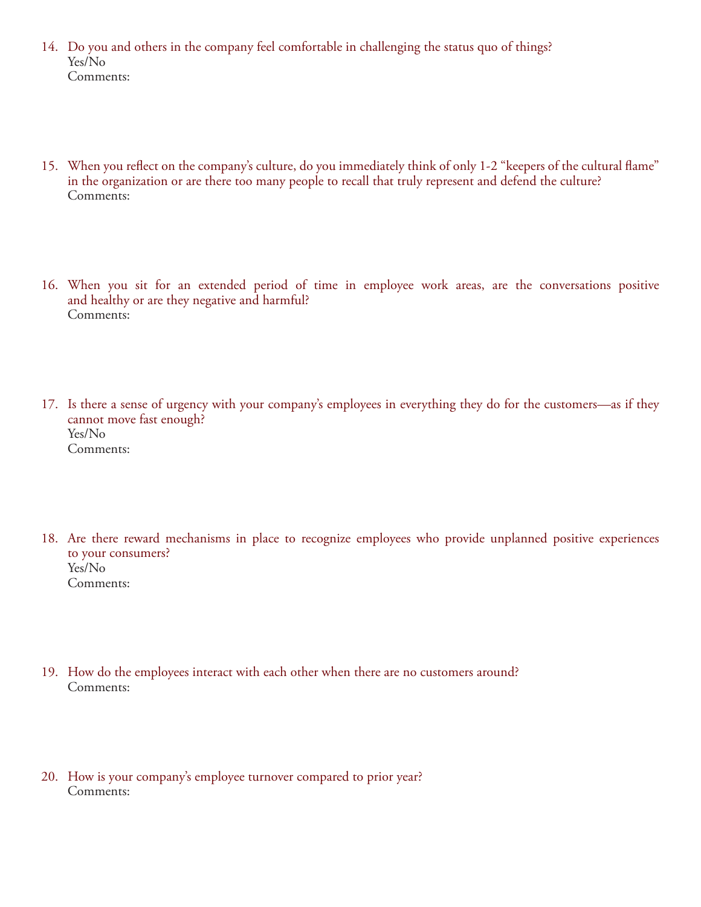14. Do you and others in the company feel comfortable in challenging the status quo of things?
    Yes/No
    Comments:

15. When you reflect on the company's culture, do you immediately think of only 1-2 "keepers of the cultural flame" in the organization or are there too many people to recall that truly represent and defend the culture?
    Comments:

16. When you sit for an extended period of time in employee work areas, are the conversations positive and healthy or are they negative and harmful?
    Comments:

17. Is there a sense of urgency with your company's employees in everything they do for the customers—as if they cannot move fast enough?
    Yes/No
    Comments:

18. Are there reward mechanisms in place to recognize employees who provide unplanned positive experiences to your consumers?
    Yes/No
    Comments:

19. How do the employees interact with each other when there are no customers around?
    Comments:

20. How is your company's employee turnover compared to prior year?
    Comments: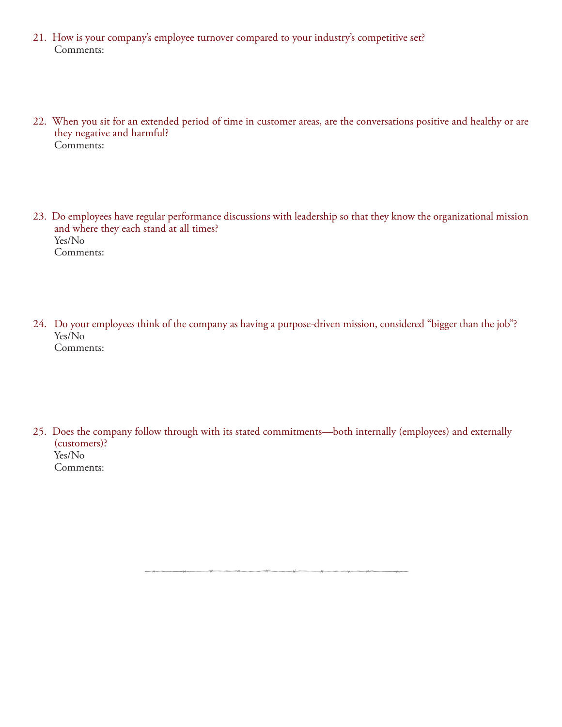21. How is your company's employee turnover compared to your industry's competitive set?
    Comments:

22. When you sit for an extended period of time in customer areas, are the conversations positive and healthy or are they negative and harmful?
    Comments:

23. Do employees have regular performance discussions with leadership so that they know the organizational mission and where they each stand at all times?
    Yes/No
    Comments:

24. Do your employees think of the company as having a purpose-driven mission, considered "bigger than the job"?
    Yes/No
    Comments:

25. Does the company follow through with its stated commitments—both internally (employees) and externally (customers)?
    Yes/No
    Comments: